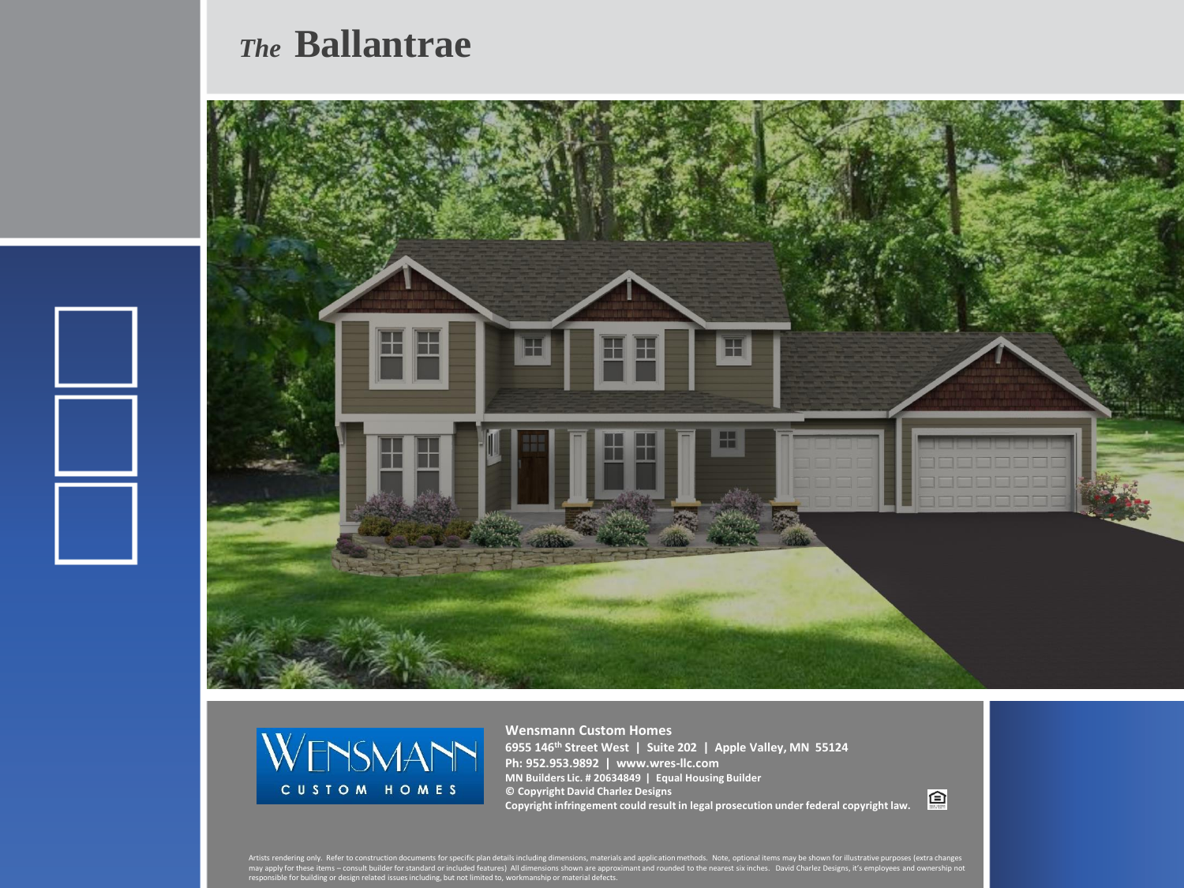# *The* Ballantrae

**Wensmann Custom Homes**
**6955 146th Street West | Suite 202 | Apple Valley, MN 55124**
**Ph: 952.953.9892 | www.wres-llc.com**
**MN Builders Lic. # 20634849 | Equal Housing Builder**
**© Copyright David Charlez Designs**
**Copyright infringement could result in legal prosecution under federal copyright law.**

Artists rendering only. Refer to construction documents for specific plan details including dimensions, materials and application methods. Note, optional items may be shown for illustrative purposes (extra changes may apply for these items – consult builder for standard or included features) All dimensions shown are approximant and rounded to the nearest six inches. David Charlez Designs, it's employees and ownership not responsible for building or design related issues including, but not limited to, workmanship or material defects.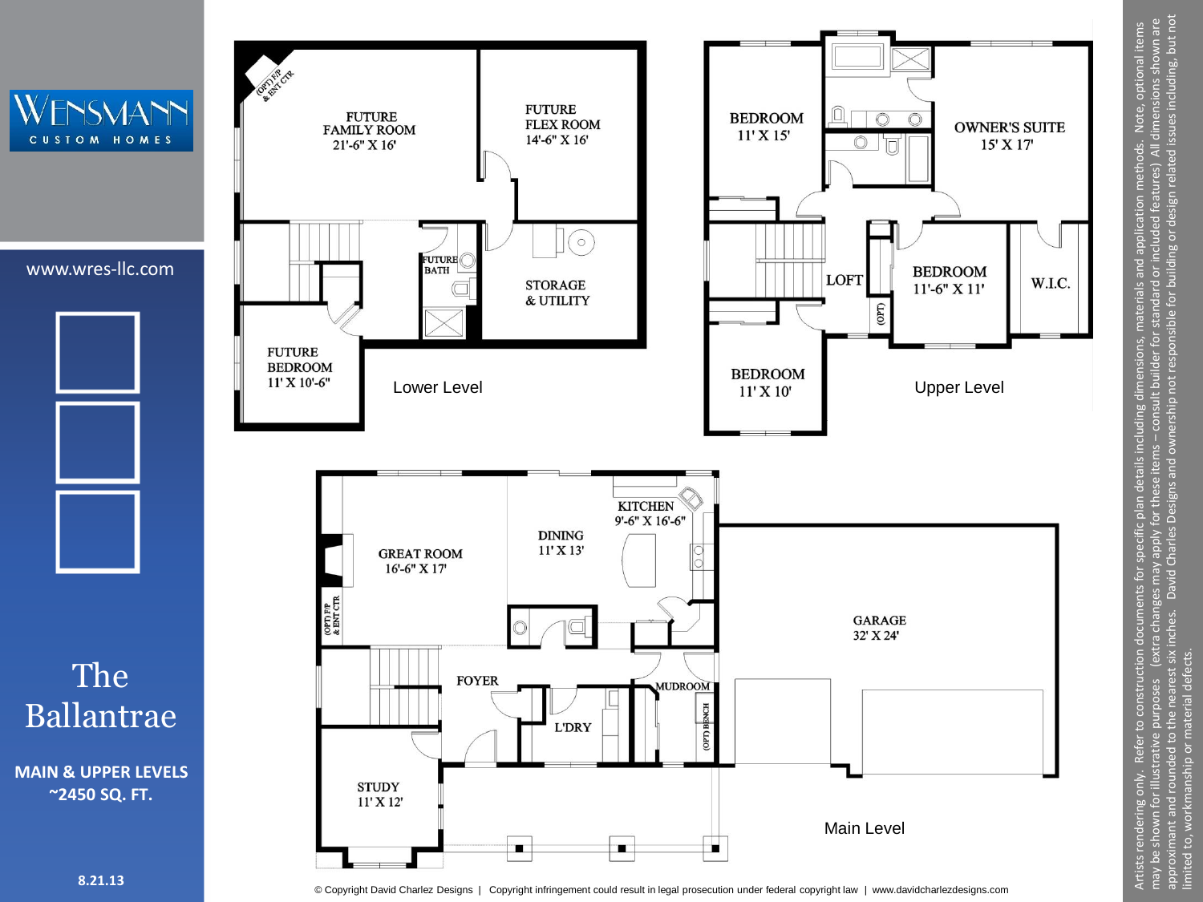WENSMANN

CUSTOM HOMES

www.wres-llc.com

# The Ballantrae

**MAIN & UPPER LEVELS**
**~2450 SQ. FT.**

**8.21.13**

## Lower Level

(OPT) F/P & ENT CTR

FUTURE FAMILY ROOM 21'-6" X 16'

FUTURE FLEX ROOM 14'-6" X 16'

FUTURE BATH

STORAGE & UTILITY

FUTURE BEDROOM 11' X 10'-6"

## Upper Level

BEDROOM 11' X 15'

OWNER'S SUITE 15' X 17'

LOFT

(OPT)

BEDROOM 11'-6" X 11'

W.I.C.

BEDROOM 11' X 10'

## Main Level

GREAT ROOM 16'-6" X 17'

(OPT) F/P & ENT CTR

DINING 11' X 13'

KITCHEN 9'-6" X 16'-6"

GARAGE 32' X 24'

FOYER

MUDROOM

(OPT) BENCH

L'DRY

STUDY 11' X 12'

Artists rendering only. Refer to construction documents for specific plan details including dimensions, materials and application methods. Note, optional items may be shown for illustrative purposes (extra changes may apply for these items – consult builder for standard or included features) All dimensions shown are approximant and rounded to the nearest six inches. David Charles Designs and ownership not responsible for building or design related issues including, but not limited to, workmanship or material defects.

© Copyright David Charlez Designs | Copyright infringement could result in legal prosecution under federal copyright law | www.davidcharlezdesigns.com